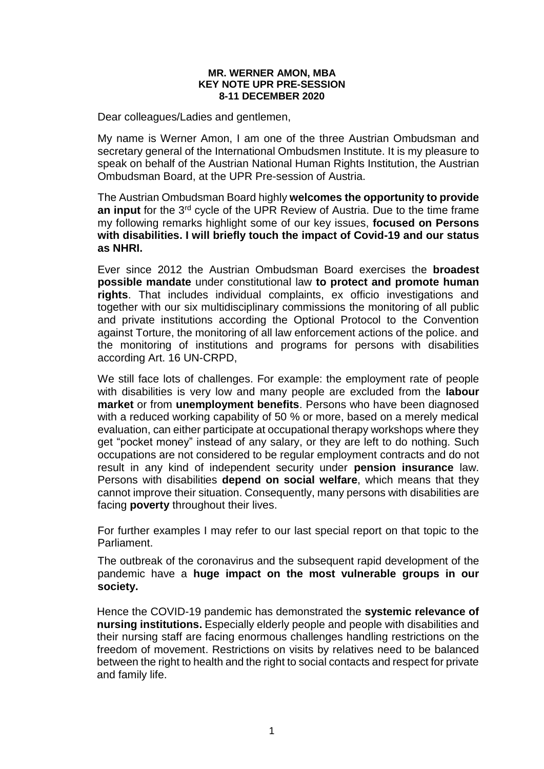**MR. WERNER AMON, MBA**
**KEY NOTE UPR PRE-SESSION**
**8-11 DECEMBER 2020**

Dear colleagues/Ladies and gentlemen,

My name is Werner Amon, I am one of the three Austrian Ombudsman and secretary general of the International Ombudsmen Institute. It is my pleasure to speak on behalf of the Austrian National Human Rights Institution, the Austrian Ombudsman Board, at the UPR Pre-session of Austria.

The Austrian Ombudsman Board highly **welcomes the opportunity to provide an input** for the 3rd cycle of the UPR Review of Austria. Due to the time frame my following remarks highlight some of our key issues, **focused on Persons with disabilities. I will briefly touch the impact of Covid-19 and our status as NHRI.**

Ever since 2012 the Austrian Ombudsman Board exercises the **broadest possible mandate** under constitutional law **to protect and promote human rights**. That includes individual complaints, ex officio investigations and together with our six multidisciplinary commissions the monitoring of all public and private institutions according the Optional Protocol to the Convention against Torture, the monitoring of all law enforcement actions of the police. and the monitoring of institutions and programs for persons with disabilities according Art. 16 UN-CRPD,

We still face lots of challenges. For example: the employment rate of people with disabilities is very low and many people are excluded from the **labour market** or from **unemployment benefits**. Persons who have been diagnosed with a reduced working capability of 50 % or more, based on a merely medical evaluation, can either participate at occupational therapy workshops where they get "pocket money" instead of any salary, or they are left to do nothing. Such occupations are not considered to be regular employment contracts and do not result in any kind of independent security under **pension insurance** law. Persons with disabilities **depend on social welfare**, which means that they cannot improve their situation. Consequently, many persons with disabilities are facing **poverty** throughout their lives.

For further examples I may refer to our last special report on that topic to the Parliament.

The outbreak of the coronavirus and the subsequent rapid development of the pandemic have a **huge impact on the most vulnerable groups in our society.**

Hence the COVID-19 pandemic has demonstrated the **systemic relevance of nursing institutions.** Especially elderly people and people with disabilities and their nursing staff are facing enormous challenges handling restrictions on the freedom of movement. Restrictions on visits by relatives need to be balanced between the right to health and the right to social contacts and respect for private and family life.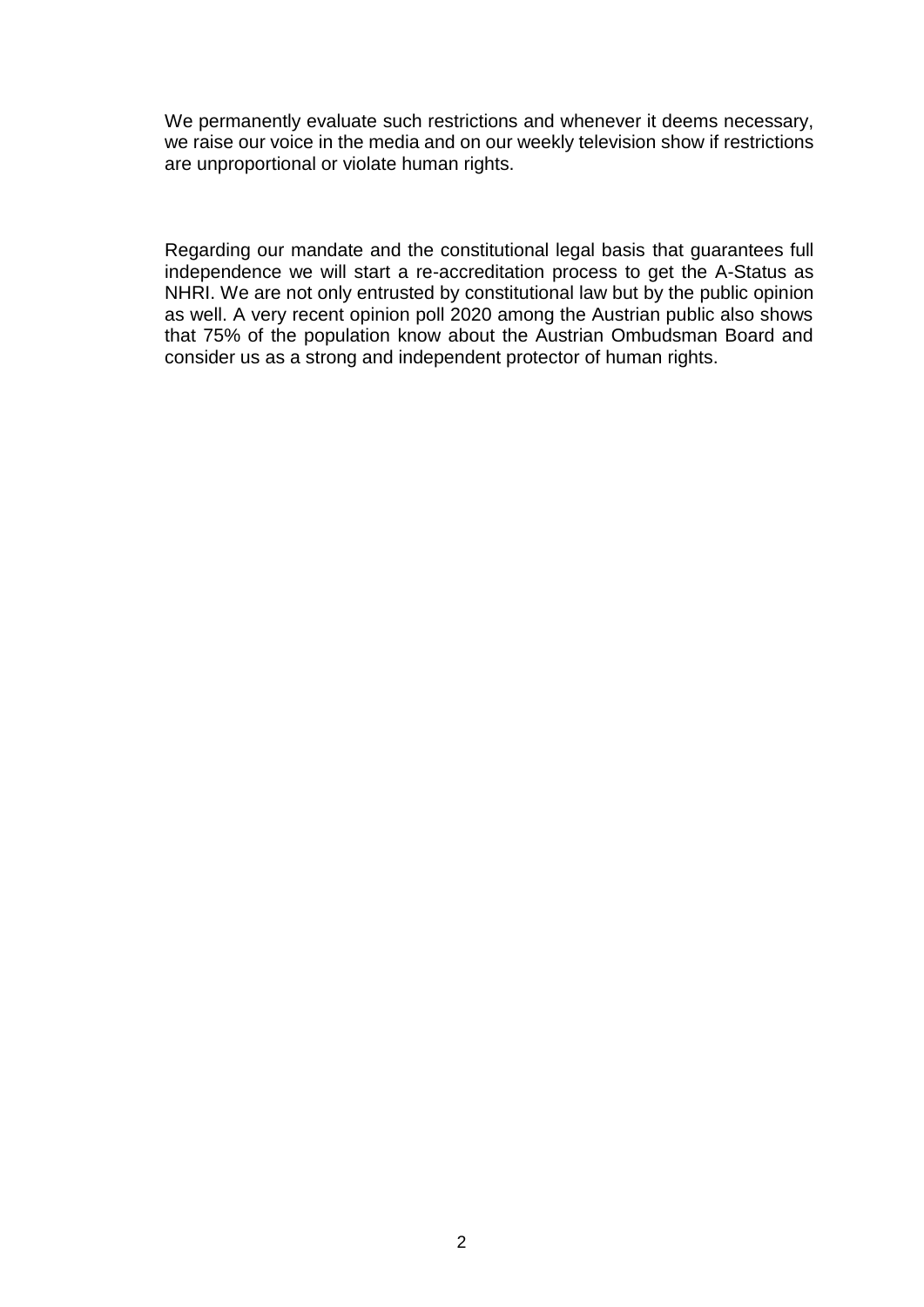We permanently evaluate such restrictions and whenever it deems necessary, we raise our voice in the media and on our weekly television show if restrictions are unproportional or violate human rights.

Regarding our mandate and the constitutional legal basis that guarantees full independence we will start a re-accreditation process to get the A-Status as NHRI. We are not only entrusted by constitutional law but by the public opinion as well. A very recent opinion poll 2020 among the Austrian public also shows that 75% of the population know about the Austrian Ombudsman Board and consider us as a strong and independent protector of human rights.